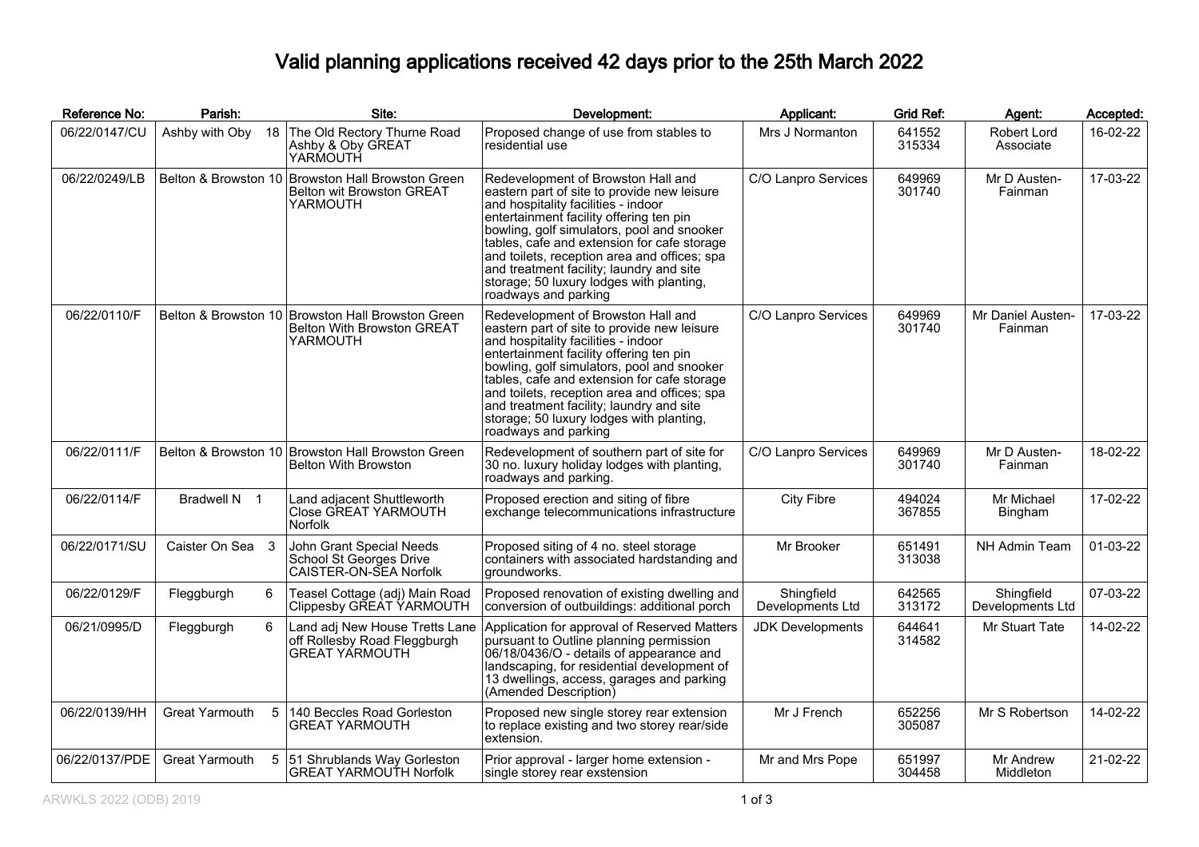# Valid planning applications received 42 days prior to the 25th March 2022

| Reference No: | Parish: | Site: | Development: | Applicant: | Grid Ref: | Agent: | Accepted: |
|---|---|---|---|---|---|---|---|
| 06/22/0147/CU | Ashby with Oby 18 | The Old Rectory Thurne Road Ashby & Oby GREAT YARMOUTH | Proposed change of use from stables to residential use | Mrs J Normanton | 641552 315334 | Robert Lord Associate | 16-02-22 |
| 06/22/0249/LB | Belton & Browston 10 | Browston Hall Browston Green Belton wit Browston GREAT YARMOUTH | Redevelopment of Browston Hall and eastern part of site to provide new leisure and hospitality facilities - indoor entertainment facility offering ten pin bowling, golf simulators, pool and snooker tables, cafe and extension for cafe storage and toilets, reception area and offices; spa and treatment facility; laundry and site storage; 50 luxury lodges with planting, roadways and parking | C/O Lanpro Services | 649969 301740 | Mr D Austen-Fainman | 17-03-22 |
| 06/22/0110/F | Belton & Browston 10 | Browston Hall Browston Green Belton With Browston GREAT YARMOUTH | Redevelopment of Browston Hall and eastern part of site to provide new leisure and hospitality facilities - indoor entertainment facility offering ten pin bowling, golf simulators, pool and snooker tables, cafe and extension for cafe storage and toilets, reception area and offices; spa and treatment facility; laundry and site storage; 50 luxury lodges with planting, roadways and parking | C/O Lanpro Services | 649969 301740 | Mr Daniel Austen-Fainman | 17-03-22 |
| 06/22/0111/F | Belton & Browston 10 | Browston Hall Browston Green Belton With Browston | Redevelopment of southern part of site for 30 no. luxury holiday lodges with planting, roadways and parking. | C/O Lanpro Services | 649969 301740 | Mr D Austen-Fainman | 18-02-22 |
| 06/22/0114/F | Bradwell N 1 | Land adjacent Shuttleworth Close GREAT YARMOUTH Norfolk | Proposed erection and siting of fibre exchange telecommunications infrastructure | City Fibre | 494024 367855 | Mr Michael Bingham | 17-02-22 |
| 06/22/0171/SU | Caister On Sea 3 | John Grant Special Needs School St Georges Drive CAISTER-ON-SEA Norfolk | Proposed siting of 4 no. steel storage containers with associated hardstanding and groundworks. | Mr Brooker | 651491 313038 | NH Admin Team | 01-03-22 |
| 06/22/0129/F | Fleggburgh 6 | Teasel Cottage (adj) Main Road Clippesby GREAT YARMOUTH | Proposed renovation of existing dwelling and conversion of outbuildings: additional porch | Shingfield Developments Ltd | 642565 313172 | Shingfield Developments Ltd | 07-03-22 |
| 06/21/0995/D | Fleggburgh 6 | Land adj New House Tretts Lane off Rollesby Road Fleggburgh GREAT YARMOUTH | Application for approval of Reserved Matters pursuant to Outline planning permission 06/18/0436/O - details of appearance and landscaping, for residential development of 13 dwellings, access, garages and parking (Amended Description) | JDK Developments | 644641 314582 | Mr Stuart Tate | 14-02-22 |
| 06/22/0139/HH | Great Yarmouth 5 | 140 Beccles Road Gorleston GREAT YARMOUTH | Proposed new single storey rear extension to replace existing and two storey rear/side extension. | Mr J French | 652256 305087 | Mr S Robertson | 14-02-22 |
| 06/22/0137/PDE | Great Yarmouth 5 | 51 Shrublands Way Gorleston GREAT YARMOUTH Norfolk | Prior approval - larger home extension - single storey rear exstension | Mr and Mrs Pope | 651997 304458 | Mr Andrew Middleton | 21-02-22 |

ARWKLS 2022 (ODB) 2019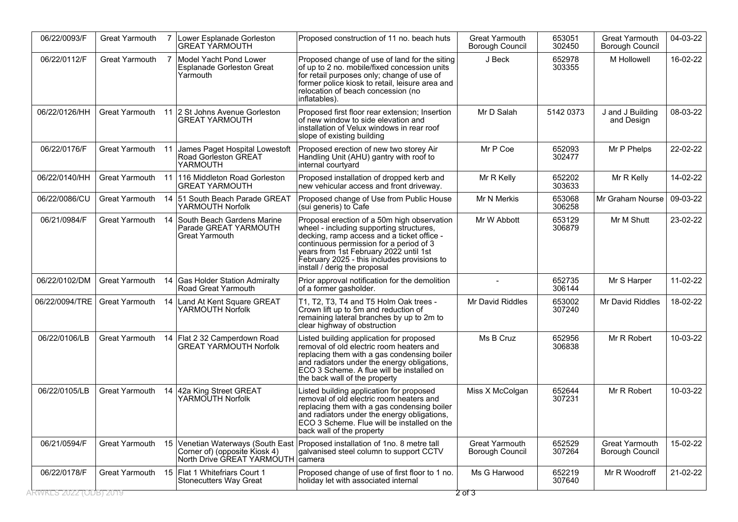| | | | | | | | | |
|---|---|---|---|---|---|---|---|---|
| 06/22/0093/F | Great Yarmouth | 7 | Lower Esplanade Gorleston GREAT YARMOUTH | Proposed construction of 11 no. beach huts | Great Yarmouth Borough Council | 653051 302450 | Great Yarmouth Borough Council | 04-03-22 |
| 06/22/0112/F | Great Yarmouth | 7 | Model Yacht Pond Lower Esplanade Gorleston Great Yarmouth | Proposed change of use of land for the siting of up to 2 no. mobile/fixed concession units for retail purposes only; change of use of former police kiosk to retail, leisure area and relocation of beach concession (no inflatables). | J Beck | 652978 303355 | M Hollowell | 16-02-22 |
| 06/22/0126/HH | Great Yarmouth | 11 | 2 St Johns Avenue Gorleston GREAT YARMOUTH | Proposed first floor rear extension; Insertion of new window to side elevation and installation of Velux windows in rear roof slope of existing building | Mr D Salah | 5142 0373 | J and J Building and Design | 08-03-22 |
| 06/22/0176/F | Great Yarmouth | 11 | James Paget Hospital Lowestoft Road Gorleston GREAT YARMOUTH | Proposed erection of new two storey Air Handling Unit (AHU) gantry with roof to internal courtyard | Mr P Coe | 652093 302477 | Mr P Phelps | 22-02-22 |
| 06/22/0140/HH | Great Yarmouth | 11 | 116 Middleton Road Gorleston GREAT YARMOUTH | Proposed installation of dropped kerb and new vehicular access and front driveway. | Mr R Kelly | 652202 303633 | Mr R Kelly | 14-02-22 |
| 06/22/0086/CU | Great Yarmouth | 14 | 51 South Beach Parade GREAT YARMOUTH Norfolk | Proposed change of Use from Public House (sui generis) to Cafe | Mr N Merkis | 653068 306258 | Mr Graham Nourse | 09-03-22 |
| 06/21/0984/F | Great Yarmouth | 14 | South Beach Gardens Marine Parade GREAT YARMOUTH Great Yarmouth | Proposal erection of a 50m high observation wheel - including supporting structures, decking, ramp access and a ticket office - continuous permission for a period of 3 years from 1st February 2022 until 1st February 2025 - this includes provisions to install / derig the proposal | Mr W Abbott | 653129 306879 | Mr M Shutt | 23-02-22 |
| 06/22/0102/DM | Great Yarmouth | 14 | Gas Holder Station Admiralty Road Great Yarmouth | Prior approval notification for the demolition of a former gasholder. | - | 652735 306144 | Mr S Harper | 11-02-22 |
| 06/22/0094/TRE | Great Yarmouth | 14 | Land At Kent Square GREAT YARMOUTH Norfolk | T1, T2, T3, T4 and T5 Holm Oak trees - Crown lift up to 5m and reduction of remaining lateral branches by up to 2m to clear highway of obstruction | Mr David Riddles | 653002 307240 | Mr David Riddles | 18-02-22 |
| 06/22/0106/LB | Great Yarmouth | 14 | Flat 2 32 Camperdown Road GREAT YARMOUTH Norfolk | Listed building application for proposed removal of old electric room heaters and replacing them with a gas condensing boiler and radiators under the energy obligations, ECO 3 Scheme. A flue will be installed on the back wall of the property | Ms B Cruz | 652956 306838 | Mr R Robert | 10-03-22 |
| 06/22/0105/LB | Great Yarmouth | 14 | 42a King Street GREAT YARMOUTH Norfolk | Listed building application for proposed removal of old electric room heaters and replacing them with a gas condensing boiler and radiators under the energy obligations, ECO 3 Scheme. Flue will be installed on the back wall of the property | Miss X McColgan | 652644 307231 | Mr R Robert | 10-03-22 |
| 06/21/0594/F | Great Yarmouth | 15 | Venetian Waterways (South East Corner of) (opposite Kiosk 4) North Drive GREAT YARMOUTH | Proposed installation of 1no. 8 metre tall galvanised steel column to support CCTV camera | Great Yarmouth Borough Council | 652529 307264 | Great Yarmouth Borough Council | 15-02-22 |
| 06/22/0178/F | Great Yarmouth | 15 | Flat 1 Whitefriars Court 1 Stonecutters Way Great | Proposed change of use of first floor to 1 no. holiday let with associated internal | Ms G Harwood | 652219 307640 | Mr R Woodroff | 21-02-22 |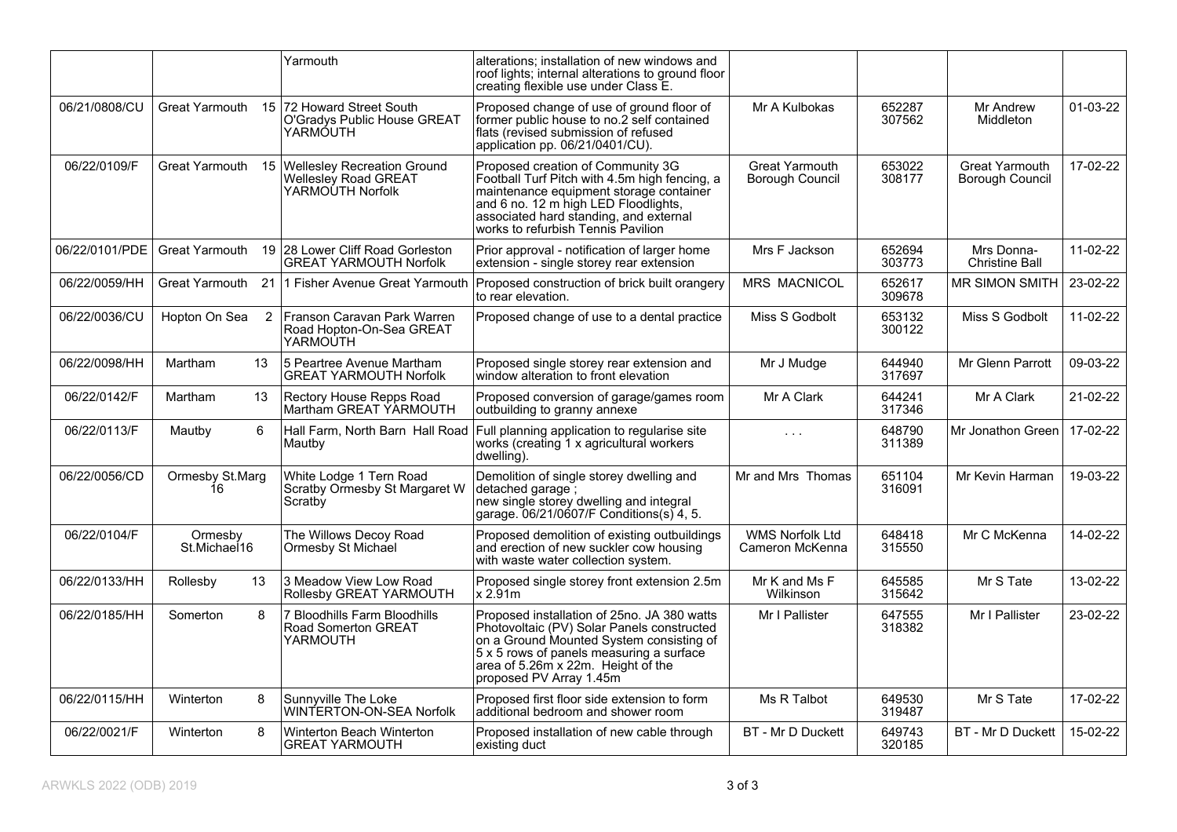| | | | | | | | |
|---|---|---|---|---|---|---|---|
| | | Yarmouth | alterations; installation of new windows and roof lights; internal alterations to ground floor creating flexible use under Class E. | | | | |
| 06/21/0808/CU | Great Yarmouth 15 | 72 Howard Street South O'Gradys Public House GREAT YARMOUTH | Proposed change of use of ground floor of former public house to no.2 self contained flats (revised submission of refused application pp. 06/21/0401/CU). | Mr A Kulbokas | 652287 307562 | Mr Andrew Middleton | 01-03-22 |
| 06/22/0109/F | Great Yarmouth 15 | Wellesley Recreation Ground Wellesley Road GREAT YARMOUTH Norfolk | Proposed creation of Community 3G Football Turf Pitch with 4.5m high fencing, a maintenance equipment storage container and 6 no. 12 m high LED Floodlights, associated hard standing, and external works to refurbish Tennis Pavilion | Great Yarmouth Borough Council | 653022 308177 | Great Yarmouth Borough Council | 17-02-22 |
| 06/22/0101/PDE | Great Yarmouth 19 | 28 Lower Cliff Road Gorleston GREAT YARMOUTH Norfolk | Prior approval - notification of larger home extension - single storey rear extension | Mrs F Jackson | 652694 303773 | Mrs Donna-Christine Ball | 11-02-22 |
| 06/22/0059/HH | Great Yarmouth 21 | 1 Fisher Avenue Great Yarmouth | Proposed construction of brick built orangery to rear elevation. | MRS MACNICOL | 652617 309678 | MR SIMON SMITH | 23-02-22 |
| 06/22/0036/CU | Hopton On Sea 2 | Franson Caravan Park Warren Road Hopton-On-Sea GREAT YARMOUTH | Proposed change of use to a dental practice | Miss S Godbolt | 653132 300122 | Miss S Godbolt | 11-02-22 |
| 06/22/0098/HH | Martham 13 | 5 Peartree Avenue Martham GREAT YARMOUTH Norfolk | Proposed single storey rear extension and window alteration to front elevation | Mr J Mudge | 644940 317697 | Mr Glenn Parrott | 09-03-22 |
| 06/22/0142/F | Martham 13 | Rectory House Repps Road Martham GREAT YARMOUTH | Proposed conversion of garage/games room outbuilding to granny annexe | Mr A Clark | 644241 317346 | Mr A Clark | 21-02-22 |
| 06/22/0113/F | Mautby 6 | Hall Farm, North Barn Hall Road Mautby | Full planning application to regularise site works (creating 1 x agricultural workers dwelling). | . . . | 648790 311389 | Mr Jonathon Green | 17-02-22 |
| 06/22/0056/CD | Ormesby St.Marg 16 | White Lodge 1 Tern Road Scratby Ormesby St Margaret W Scratby | Demolition of single storey dwelling and detached garage ; new single storey dwelling and integral garage. 06/21/0607/F Conditions(s) 4, 5. | Mr and Mrs Thomas | 651104 316091 | Mr Kevin Harman | 19-03-22 |
| 06/22/0104/F | Ormesby St.Michael16 | The Willows Decoy Road Ormesby St Michael | Proposed demolition of existing outbuildings and erection of new suckler cow housing with waste water collection system. | WMS Norfolk Ltd Cameron McKenna | 648418 315550 | Mr C McKenna | 14-02-22 |
| 06/22/0133/HH | Rollesby 13 | 3 Meadow View Low Road Rollesby GREAT YARMOUTH | Proposed single storey front extension 2.5m x 2.91m | Mr K and Ms F Wilkinson | 645585 315642 | Mr S Tate | 13-02-22 |
| 06/22/0185/HH | Somerton 8 | 7 Bloodhills Farm Bloodhills Road Somerton GREAT YARMOUTH | Proposed installation of 25no. JA 380 watts Photovoltaic (PV) Solar Panels constructed on a Ground Mounted System consisting of 5 x 5 rows of panels measuring a surface area of 5.26m x 22m. Height of the proposed PV Array 1.45m | Mr I Pallister | 647555 318382 | Mr I Pallister | 23-02-22 |
| 06/22/0115/HH | Winterton 8 | Sunnyville The Loke WINTERTON-ON-SEA Norfolk | Proposed first floor side extension to form additional bedroom and shower room | Ms R Talbot | 649530 319487 | Mr S Tate | 17-02-22 |
| 06/22/0021/F | Winterton 8 | Winterton Beach Winterton GREAT YARMOUTH | Proposed installation of new cable through existing duct | BT - Mr D Duckett | 649743 320185 | BT - Mr D Duckett | 15-02-22 |

ARWKLS 2022 (ODB) 2019